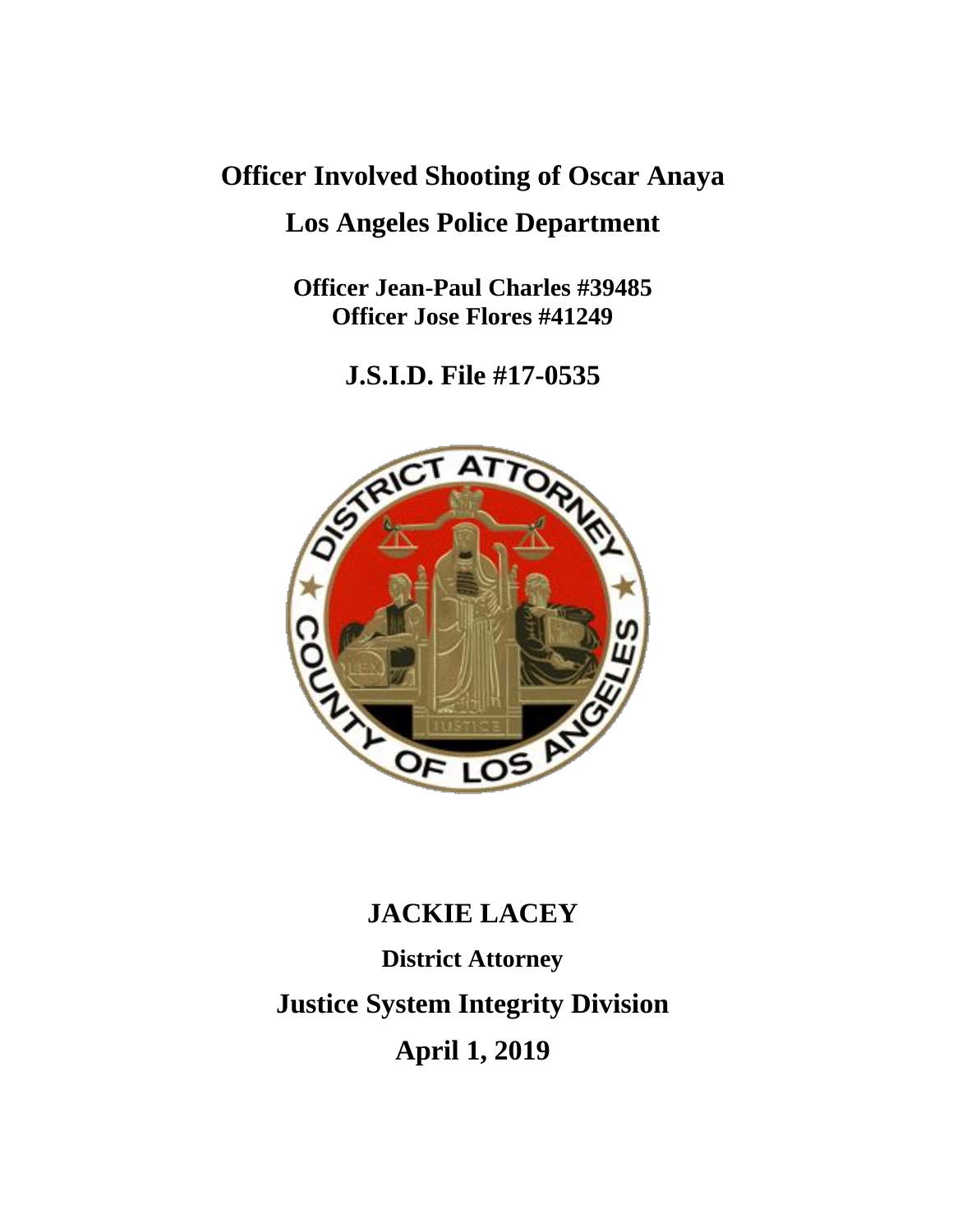# Officer Involved Shooting of Oscar Anaya

## Los Angeles Police Department

**Officer Jean-Paul Charles #39485**
**Officer Jose Flores #41249**

## J.S.I.D. File #17-0535

## JACKIE LACEY

**District Attorney**

## Justice System Integrity Division

## April 1, 2019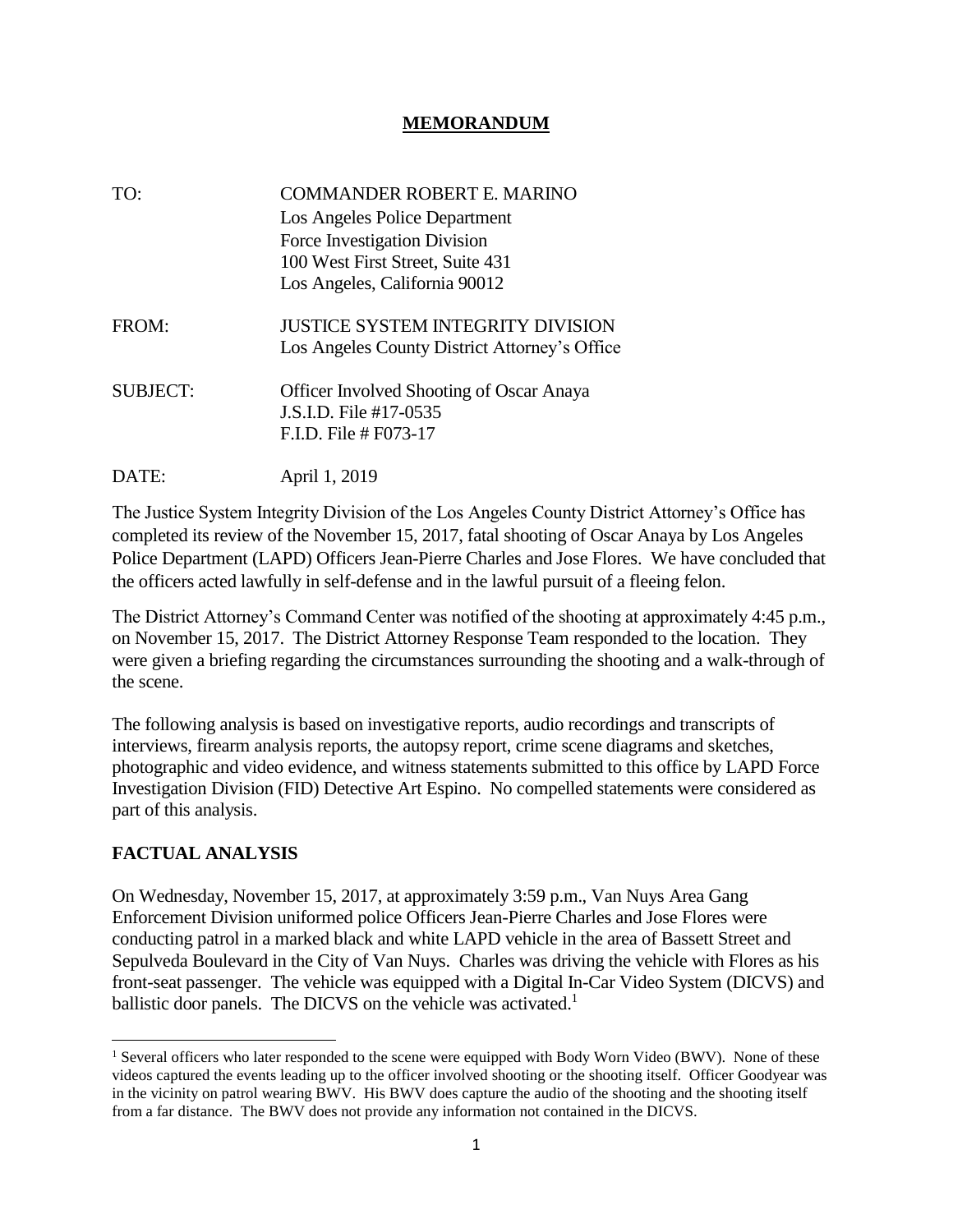## MEMORANDUM

TO: COMMANDER ROBERT E. MARINO
Los Angeles Police Department
Force Investigation Division
100 West First Street, Suite 431
Los Angeles, California 90012

FROM: JUSTICE SYSTEM INTEGRITY DIVISION
Los Angeles County District Attorney's Office

SUBJECT: Officer Involved Shooting of Oscar Anaya
J.S.I.D. File #17-0535
F.I.D. File # F073-17

DATE: April 1, 2019

The Justice System Integrity Division of the Los Angeles County District Attorney's Office has completed its review of the November 15, 2017, fatal shooting of Oscar Anaya by Los Angeles Police Department (LAPD) Officers Jean-Pierre Charles and Jose Flores. We have concluded that the officers acted lawfully in self-defense and in the lawful pursuit of a fleeing felon.

The District Attorney's Command Center was notified of the shooting at approximately 4:45 p.m., on November 15, 2017. The District Attorney Response Team responded to the location. They were given a briefing regarding the circumstances surrounding the shooting and a walk-through of the scene.

The following analysis is based on investigative reports, audio recordings and transcripts of interviews, firearm analysis reports, the autopsy report, crime scene diagrams and sketches, photographic and video evidence, and witness statements submitted to this office by LAPD Force Investigation Division (FID) Detective Art Espino. No compelled statements were considered as part of this analysis.

## FACTUAL ANALYSIS

On Wednesday, November 15, 2017, at approximately 3:59 p.m., Van Nuys Area Gang Enforcement Division uniformed police Officers Jean-Pierre Charles and Jose Flores were conducting patrol in a marked black and white LAPD vehicle in the area of Bassett Street and Sepulveda Boulevard in the City of Van Nuys. Charles was driving the vehicle with Flores as his front-seat passenger. The vehicle was equipped with a Digital In-Car Video System (DICVS) and ballistic door panels. The DICVS on the vehicle was activated.[1]

[1] Several officers who later responded to the scene were equipped with Body Worn Video (BWV). None of these videos captured the events leading up to the officer involved shooting or the shooting itself. Officer Goodyear was in the vicinity on patrol wearing BWV. His BWV does capture the audio of the shooting and the shooting itself from a far distance. The BWV does not provide any information not contained in the DICVS.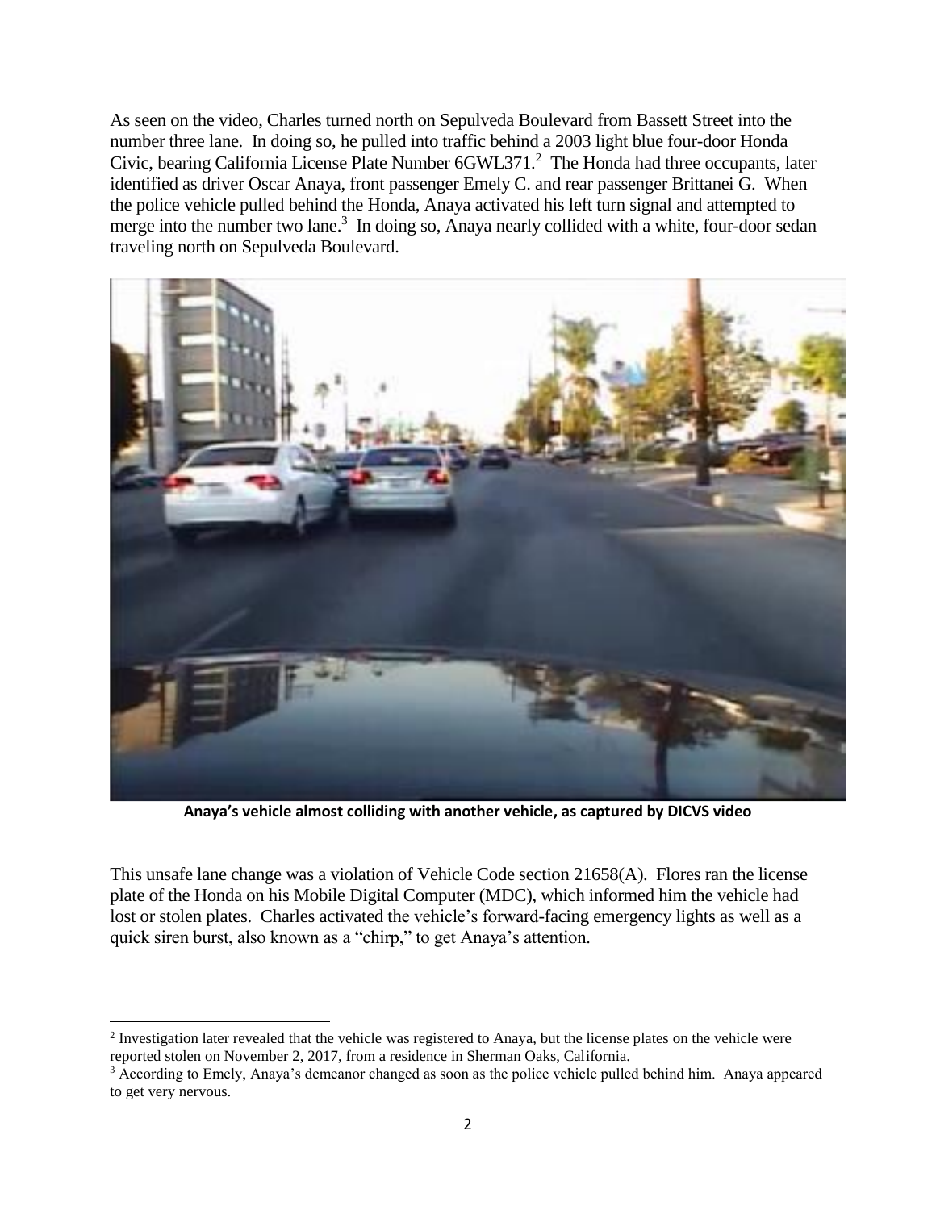As seen on the video, Charles turned north on Sepulveda Boulevard from Bassett Street into the number three lane. In doing so, he pulled into traffic behind a 2003 light blue four-door Honda Civic, bearing California License Plate Number 6GWL371.[2] The Honda had three occupants, later identified as driver Oscar Anaya, front passenger Emely C. and rear passenger Brittanei G. When the police vehicle pulled behind the Honda, Anaya activated his left turn signal and attempted to merge into the number two lane.[3] In doing so, Anaya nearly collided with a white, four-door sedan traveling north on Sepulveda Boulevard.

**Anaya's vehicle almost colliding with another vehicle, as captured by DICVS video**

This unsafe lane change was a violation of Vehicle Code section 21658(A). Flores ran the license plate of the Honda on his Mobile Digital Computer (MDC), which informed him the vehicle had lost or stolen plates. Charles activated the vehicle's forward-facing emergency lights as well as a quick siren burst, also known as a "chirp," to get Anaya's attention.

---

[2] Investigation later revealed that the vehicle was registered to Anaya, but the license plates on the vehicle were reported stolen on November 2, 2017, from a residence in Sherman Oaks, California.

[3] According to Emely, Anaya's demeanor changed as soon as the police vehicle pulled behind him. Anaya appeared to get very nervous.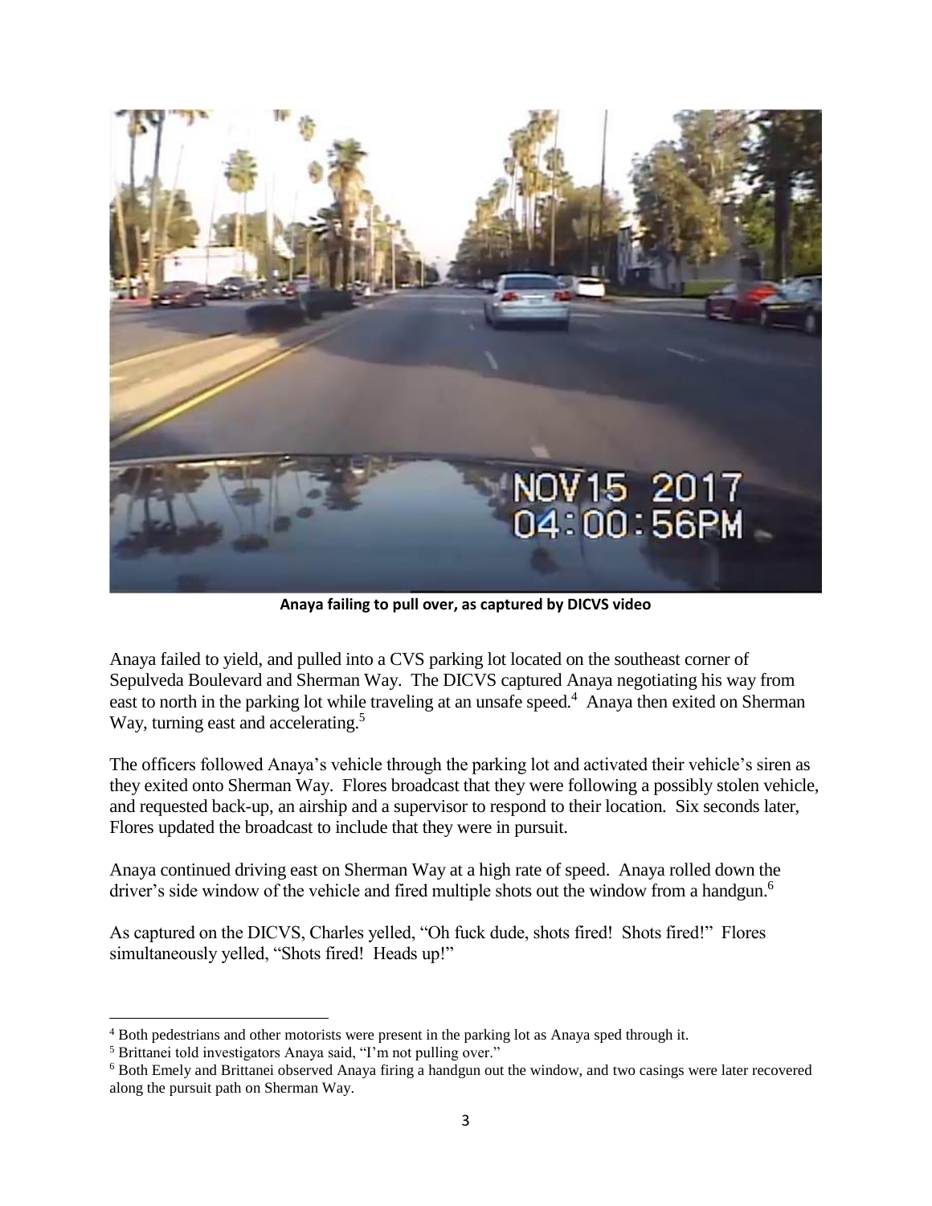**Anaya failing to pull over, as captured by DICVS video**

Anaya failed to yield, and pulled into a CVS parking lot located on the southeast corner of Sepulveda Boulevard and Sherman Way. The DICVS captured Anaya negotiating his way from east to north in the parking lot while traveling at an unsafe speed.[4] Anaya then exited on Sherman Way, turning east and accelerating.[5]

The officers followed Anaya's vehicle through the parking lot and activated their vehicle's siren as they exited onto Sherman Way. Flores broadcast that they were following a possibly stolen vehicle, and requested back-up, an airship and a supervisor to respond to their location. Six seconds later, Flores updated the broadcast to include that they were in pursuit.

Anaya continued driving east on Sherman Way at a high rate of speed. Anaya rolled down the driver's side window of the vehicle and fired multiple shots out the window from a handgun.[6]

As captured on the DICVS, Charles yelled, "Oh fuck dude, shots fired! Shots fired!" Flores simultaneously yelled, "Shots fired! Heads up!"

---

[4] Both pedestrians and other motorists were present in the parking lot as Anaya sped through it.

[5] Brittanei told investigators Anaya said, "I'm not pulling over."

[6] Both Emely and Brittanei observed Anaya firing a handgun out the window, and two casings were later recovered along the pursuit path on Sherman Way.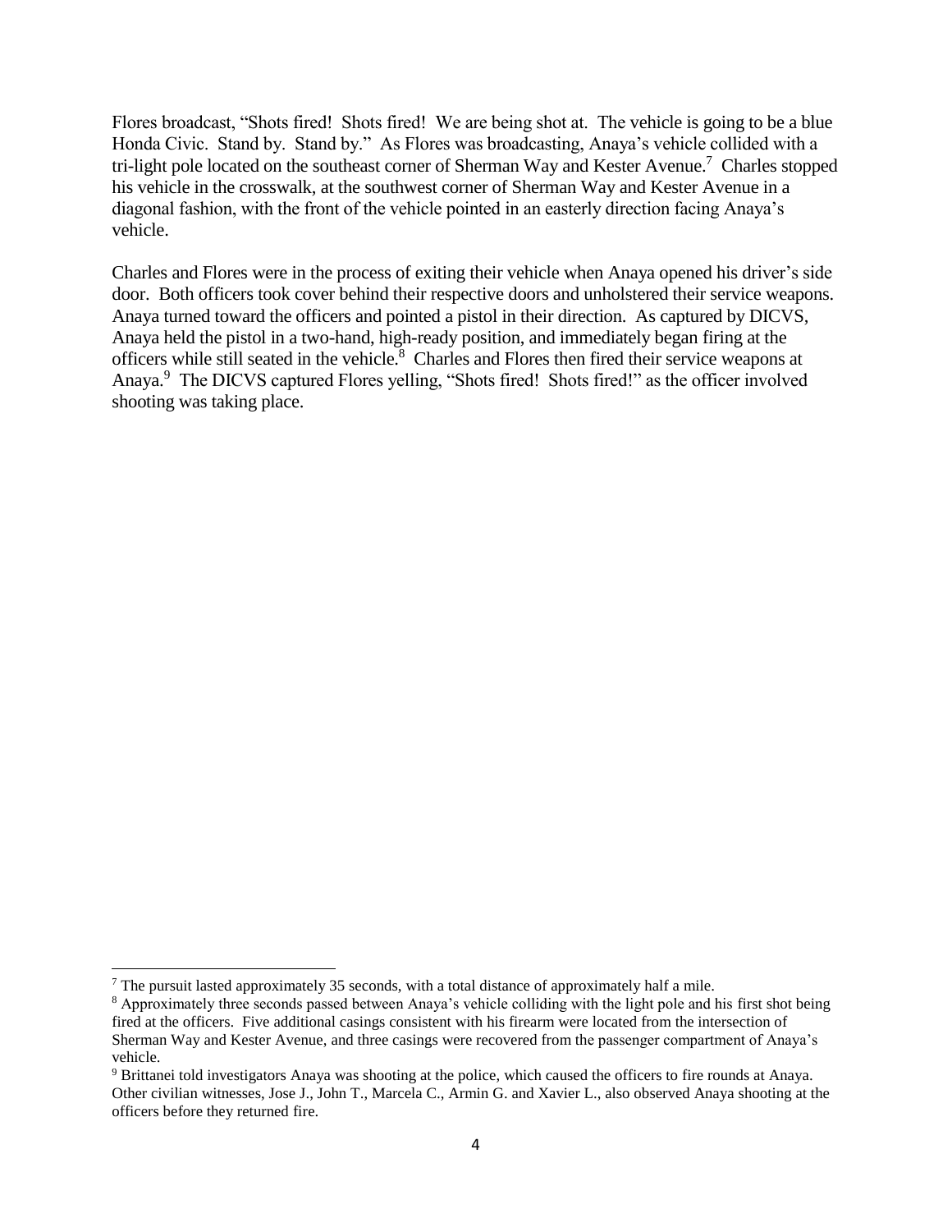Flores broadcast, "Shots fired! Shots fired! We are being shot at. The vehicle is going to be a blue Honda Civic. Stand by. Stand by." As Flores was broadcasting, Anaya's vehicle collided with a tri-light pole located on the southeast corner of Sherman Way and Kester Avenue.[7] Charles stopped his vehicle in the crosswalk, at the southwest corner of Sherman Way and Kester Avenue in a diagonal fashion, with the front of the vehicle pointed in an easterly direction facing Anaya's vehicle.

Charles and Flores were in the process of exiting their vehicle when Anaya opened his driver's side door. Both officers took cover behind their respective doors and unholstered their service weapons. Anaya turned toward the officers and pointed a pistol in their direction. As captured by DICVS, Anaya held the pistol in a two-hand, high-ready position, and immediately began firing at the officers while still seated in the vehicle.[8] Charles and Flores then fired their service weapons at Anaya.[9] The DICVS captured Flores yelling, "Shots fired! Shots fired!" as the officer involved shooting was taking place.

---

[7] The pursuit lasted approximately 35 seconds, with a total distance of approximately half a mile.

[8] Approximately three seconds passed between Anaya's vehicle colliding with the light pole and his first shot being fired at the officers. Five additional casings consistent with his firearm were located from the intersection of Sherman Way and Kester Avenue, and three casings were recovered from the passenger compartment of Anaya's vehicle.

[9] Brittanei told investigators Anaya was shooting at the police, which caused the officers to fire rounds at Anaya. Other civilian witnesses, Jose J., John T., Marcela C., Armin G. and Xavier L., also observed Anaya shooting at the officers before they returned fire.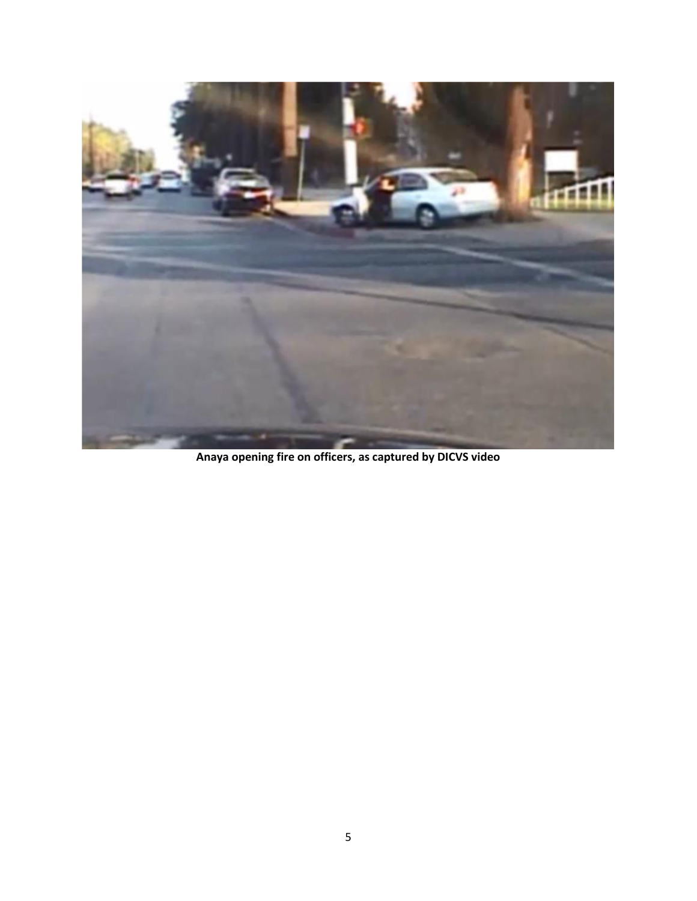**Anaya opening fire on officers, as captured by DICVS video**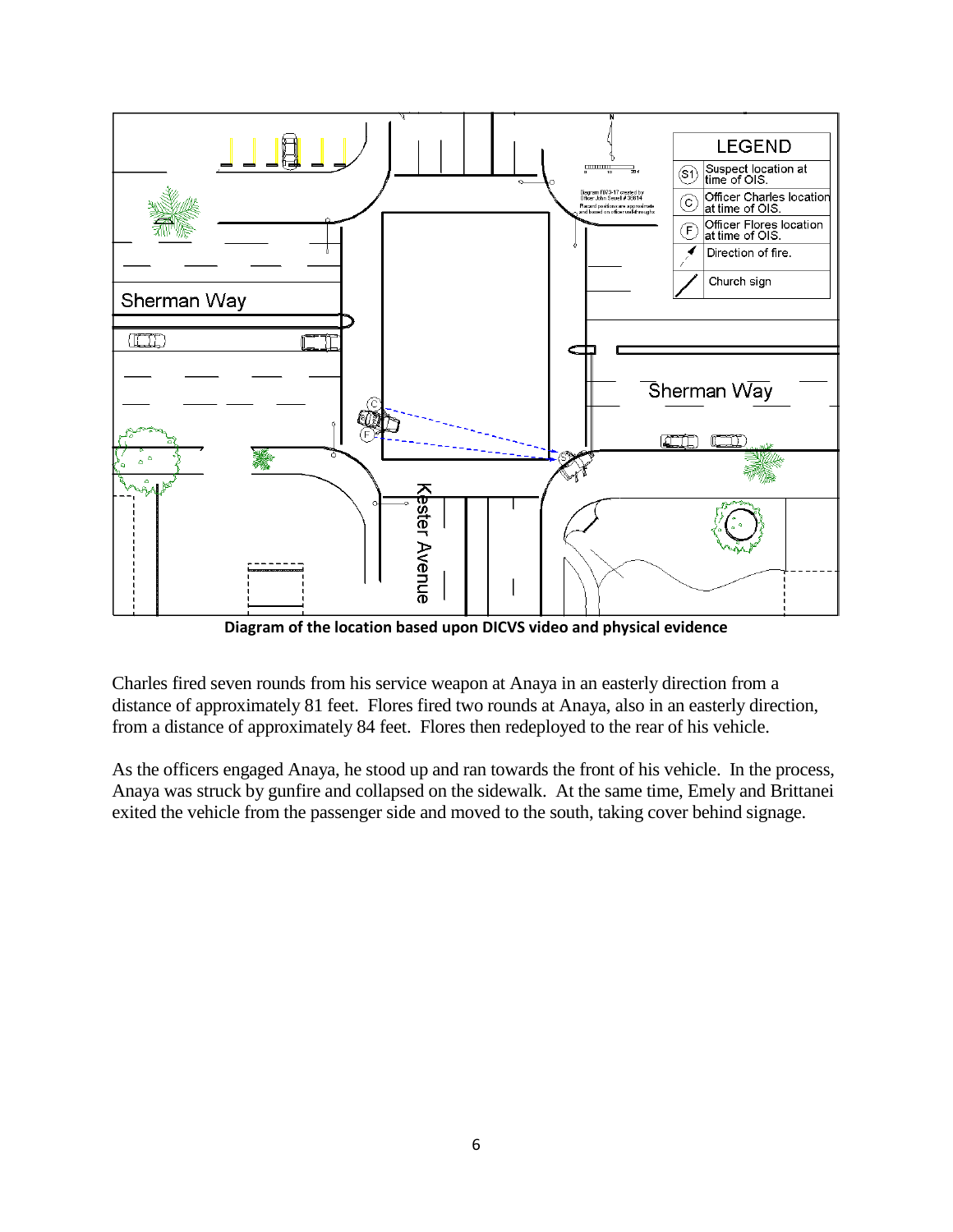Diagram of the location based upon DICVS video and physical evidence

Charles fired seven rounds from his service weapon at Anaya in an easterly direction from a distance of approximately 81 feet. Flores fired two rounds at Anaya, also in an easterly direction, from a distance of approximately 84 feet. Flores then redeployed to the rear of his vehicle.

As the officers engaged Anaya, he stood up and ran towards the front of his vehicle. In the process, Anaya was struck by gunfire and collapsed on the sidewalk. At the same time, Emely and Brittanei exited the vehicle from the passenger side and moved to the south, taking cover behind signage.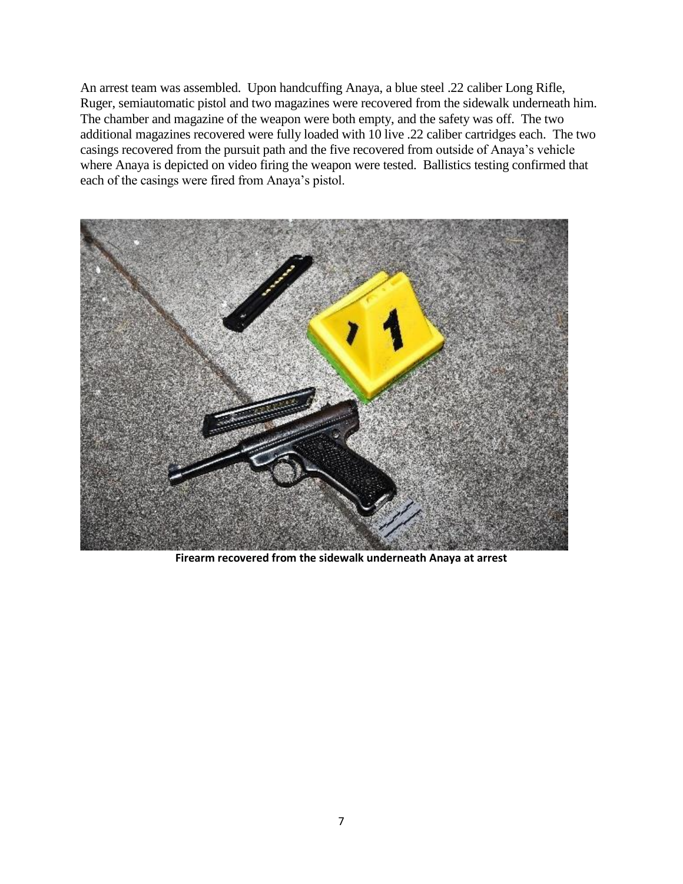An arrest team was assembled. Upon handcuffing Anaya, a blue steel .22 caliber Long Rifle, Ruger, semiautomatic pistol and two magazines were recovered from the sidewalk underneath him. The chamber and magazine of the weapon were both empty, and the safety was off. The two additional magazines recovered were fully loaded with 10 live .22 caliber cartridges each. The two casings recovered from the pursuit path and the five recovered from outside of Anaya's vehicle where Anaya is depicted on video firing the weapon were tested. Ballistics testing confirmed that each of the casings were fired from Anaya's pistol.

**Firearm recovered from the sidewalk underneath Anaya at arrest**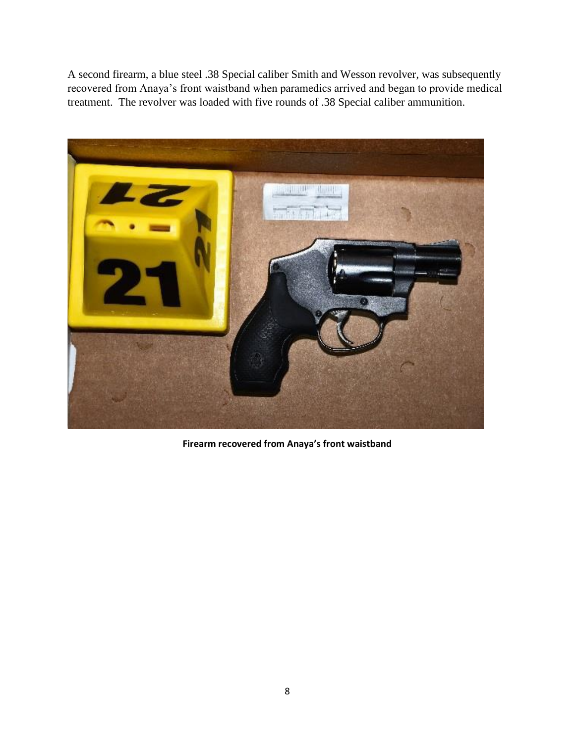A second firearm, a blue steel .38 Special caliber Smith and Wesson revolver, was subsequently recovered from Anaya's front waistband when paramedics arrived and began to provide medical treatment. The revolver was loaded with five rounds of .38 Special caliber ammunition.

**Firearm recovered from Anaya's front waistband**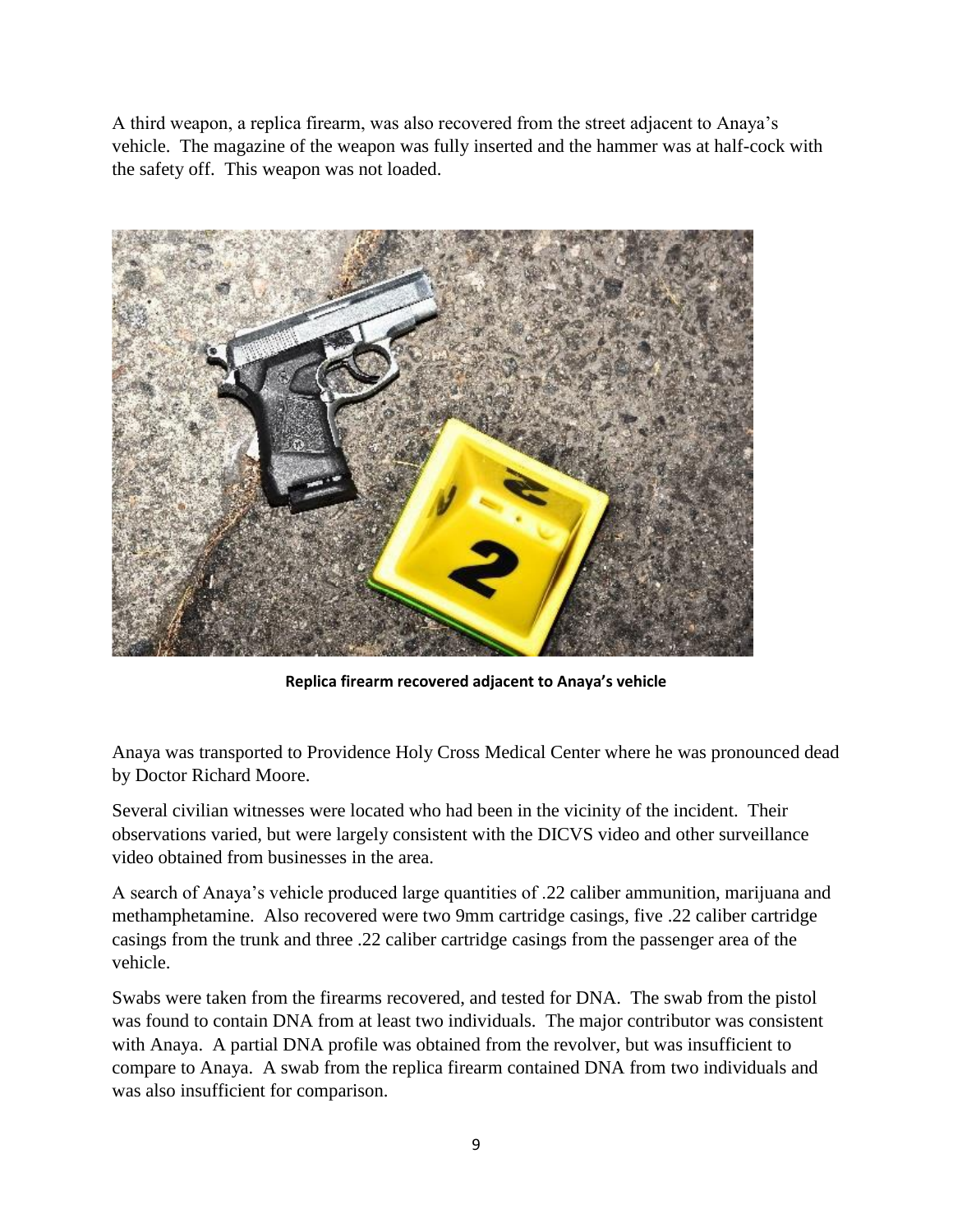A third weapon, a replica firearm, was also recovered from the street adjacent to Anaya's vehicle. The magazine of the weapon was fully inserted and the hammer was at half-cock with the safety off. This weapon was not loaded.

**Replica firearm recovered adjacent to Anaya's vehicle**

Anaya was transported to Providence Holy Cross Medical Center where he was pronounced dead by Doctor Richard Moore.

Several civilian witnesses were located who had been in the vicinity of the incident. Their observations varied, but were largely consistent with the DICVS video and other surveillance video obtained from businesses in the area.

A search of Anaya's vehicle produced large quantities of .22 caliber ammunition, marijuana and methamphetamine. Also recovered were two 9mm cartridge casings, five .22 caliber cartridge casings from the trunk and three .22 caliber cartridge casings from the passenger area of the vehicle.

Swabs were taken from the firearms recovered, and tested for DNA. The swab from the pistol was found to contain DNA from at least two individuals. The major contributor was consistent with Anaya. A partial DNA profile was obtained from the revolver, but was insufficient to compare to Anaya. A swab from the replica firearm contained DNA from two individuals and was also insufficient for comparison.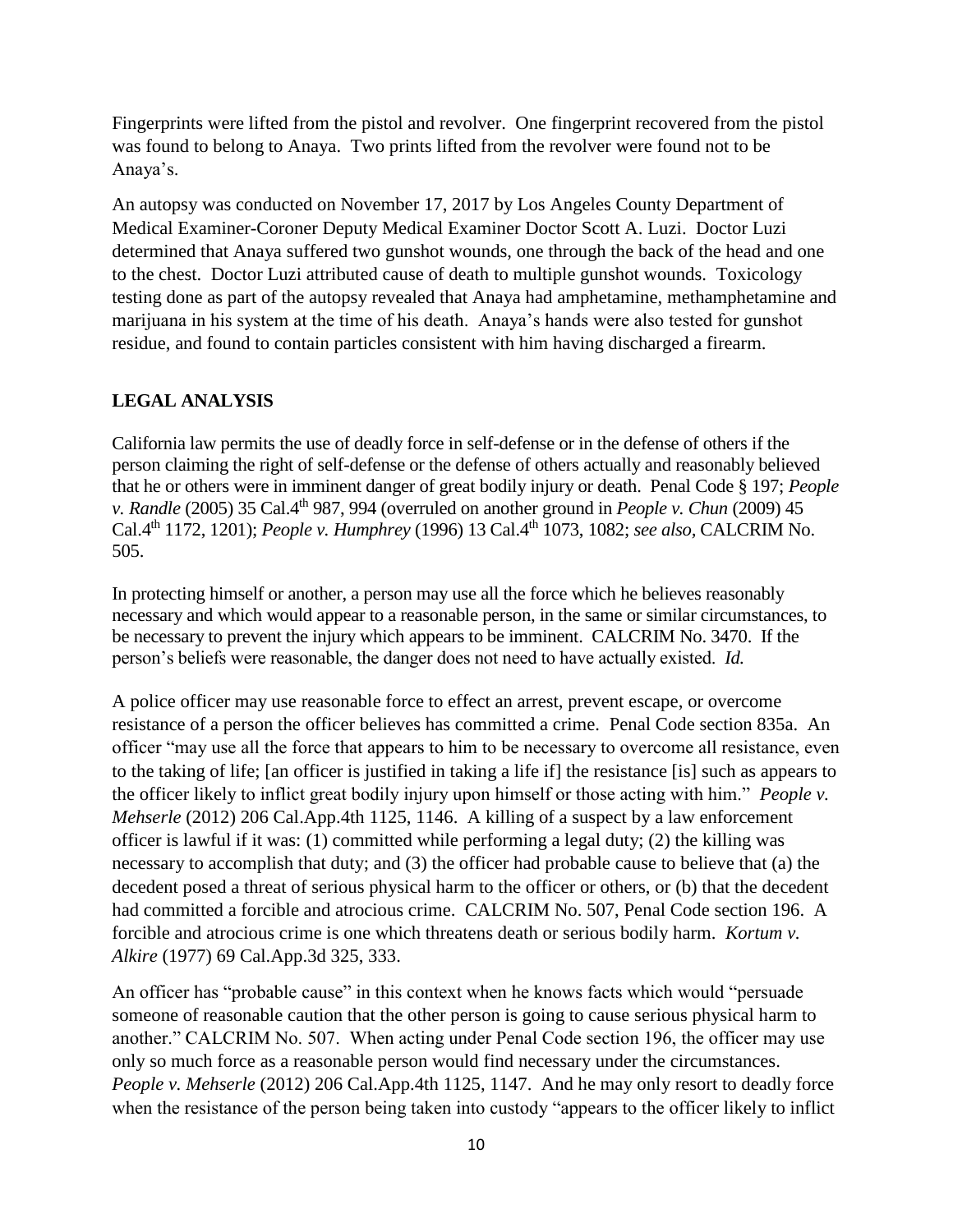Fingerprints were lifted from the pistol and revolver. One fingerprint recovered from the pistol was found to belong to Anaya. Two prints lifted from the revolver were found not to be Anaya's.

An autopsy was conducted on November 17, 2017 by Los Angeles County Department of Medical Examiner-Coroner Deputy Medical Examiner Doctor Scott A. Luzi. Doctor Luzi determined that Anaya suffered two gunshot wounds, one through the back of the head and one to the chest. Doctor Luzi attributed cause of death to multiple gunshot wounds. Toxicology testing done as part of the autopsy revealed that Anaya had amphetamine, methamphetamine and marijuana in his system at the time of his death. Anaya's hands were also tested for gunshot residue, and found to contain particles consistent with him having discharged a firearm.

## LEGAL ANALYSIS

California law permits the use of deadly force in self-defense or in the defense of others if the person claiming the right of self-defense or the defense of others actually and reasonably believed that he or others were in imminent danger of great bodily injury or death. Penal Code § 197; *People v. Randle* (2005) 35 Cal.4th 987, 994 (overruled on another ground in *People v. Chun* (2009) 45 Cal.4th 1172, 1201); *People v. Humphrey* (1996) 13 Cal.4th 1073, 1082; *see also,* CALCRIM No. 505.

In protecting himself or another, a person may use all the force which he believes reasonably necessary and which would appear to a reasonable person, in the same or similar circumstances, to be necessary to prevent the injury which appears to be imminent. CALCRIM No. 3470. If the person's beliefs were reasonable, the danger does not need to have actually existed. *Id.*

A police officer may use reasonable force to effect an arrest, prevent escape, or overcome resistance of a person the officer believes has committed a crime. Penal Code section 835a. An officer "may use all the force that appears to him to be necessary to overcome all resistance, even to the taking of life; [an officer is justified in taking a life if] the resistance [is] such as appears to the officer likely to inflict great bodily injury upon himself or those acting with him." *People v. Mehserle* (2012) 206 Cal.App.4th 1125, 1146. A killing of a suspect by a law enforcement officer is lawful if it was: (1) committed while performing a legal duty; (2) the killing was necessary to accomplish that duty; and (3) the officer had probable cause to believe that (a) the decedent posed a threat of serious physical harm to the officer or others, or (b) that the decedent had committed a forcible and atrocious crime. CALCRIM No. 507, Penal Code section 196. A forcible and atrocious crime is one which threatens death or serious bodily harm. *Kortum v. Alkire* (1977) 69 Cal.App.3d 325, 333.

An officer has "probable cause" in this context when he knows facts which would "persuade someone of reasonable caution that the other person is going to cause serious physical harm to another." CALCRIM No. 507. When acting under Penal Code section 196, the officer may use only so much force as a reasonable person would find necessary under the circumstances. *People v. Mehserle* (2012) 206 Cal.App.4th 1125, 1147. And he may only resort to deadly force when the resistance of the person being taken into custody "appears to the officer likely to inflict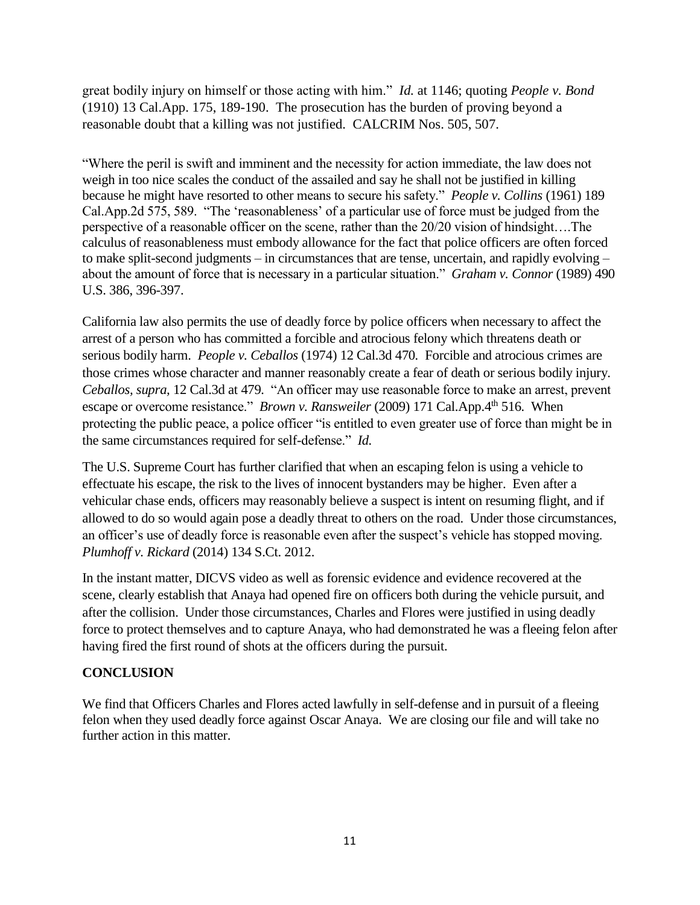great bodily injury on himself or those acting with him." *Id.* at 1146; quoting *People v. Bond* (1910) 13 Cal.App. 175, 189-190. The prosecution has the burden of proving beyond a reasonable doubt that a killing was not justified. CALCRIM Nos. 505, 507.

"Where the peril is swift and imminent and the necessity for action immediate, the law does not weigh in too nice scales the conduct of the assailed and say he shall not be justified in killing because he might have resorted to other means to secure his safety." *People v. Collins* (1961) 189 Cal.App.2d 575, 589. "The 'reasonableness' of a particular use of force must be judged from the perspective of a reasonable officer on the scene, rather than the 20/20 vision of hindsight….The calculus of reasonableness must embody allowance for the fact that police officers are often forced to make split-second judgments – in circumstances that are tense, uncertain, and rapidly evolving – about the amount of force that is necessary in a particular situation." *Graham v. Connor* (1989) 490 U.S. 386, 396-397.

California law also permits the use of deadly force by police officers when necessary to affect the arrest of a person who has committed a forcible and atrocious felony which threatens death or serious bodily harm. *People v. Ceballos* (1974) 12 Cal.3d 470. Forcible and atrocious crimes are those crimes whose character and manner reasonably create a fear of death or serious bodily injury. *Ceballos, supra,* 12 Cal.3d at 479. "An officer may use reasonable force to make an arrest, prevent escape or overcome resistance." *Brown v. Ransweiler* (2009) 171 Cal.App.4th 516. When protecting the public peace, a police officer "is entitled to even greater use of force than might be in the same circumstances required for self-defense." *Id.*

The U.S. Supreme Court has further clarified that when an escaping felon is using a vehicle to effectuate his escape, the risk to the lives of innocent bystanders may be higher. Even after a vehicular chase ends, officers may reasonably believe a suspect is intent on resuming flight, and if allowed to do so would again pose a deadly threat to others on the road. Under those circumstances, an officer's use of deadly force is reasonable even after the suspect's vehicle has stopped moving. *Plumhoff v. Rickard* (2014) 134 S.Ct. 2012.

In the instant matter, DICVS video as well as forensic evidence and evidence recovered at the scene, clearly establish that Anaya had opened fire on officers both during the vehicle pursuit, and after the collision. Under those circumstances, Charles and Flores were justified in using deadly force to protect themselves and to capture Anaya, who had demonstrated he was a fleeing felon after having fired the first round of shots at the officers during the pursuit.

## CONCLUSION

We find that Officers Charles and Flores acted lawfully in self-defense and in pursuit of a fleeing felon when they used deadly force against Oscar Anaya. We are closing our file and will take no further action in this matter.